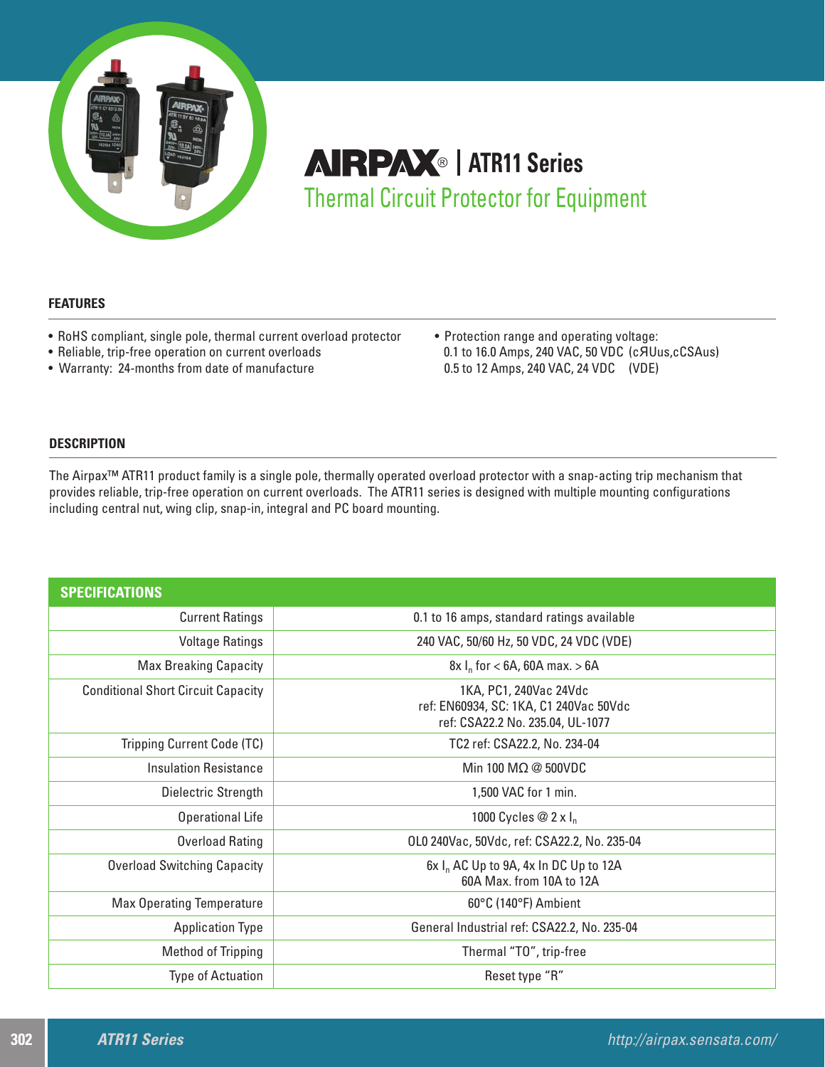# AIRPAX® | ATR11 Series

## Thermal Circuit Protector for Equipment

### FEATURES

- RoHS compliant, single pole, thermal current overload protector
- Reliable, trip-free operation on current overloads
- Warranty: 24-months from date of manufacture
- Protection range and operating voltage:
  0.1 to 16.0 Amps, 240 VAC, 50 VDC (cЯUus,cCSAus)
  0.5 to 12 Amps, 240 VAC, 24 VDC (VDE)

### DESCRIPTION

The Airpax™ ATR11 product family is a single pole, thermally operated overload protector with a snap-acting trip mechanism that provides reliable, trip-free operation on current overloads. The ATR11 series is designed with multiple mounting configurations including central nut, wing clip, snap-in, integral and PC board mounting.

| SPECIFICATIONS | |
|---|---|
| Current Ratings | 0.1 to 16 amps, standard ratings available |
| Voltage Ratings | 240 VAC, 50/60 Hz, 50 VDC, 24 VDC (VDE) |
| Max Breaking Capacity | 8x $I_n$ for < 6A, 60A max. > 6A |
| Conditional Short Circuit Capacity | 1KA, PC1, 240Vac 24Vdc<br>ref: EN60934, SC: 1KA, C1 240Vac 50Vdc<br>ref: CSA22.2 No. 235.04, UL-1077 |
| Tripping Current Code (TC) | TC2 ref: CSA22.2, No. 234-04 |
| Insulation Resistance | Min 100 MΩ @ 500VDC |
| Dielectric Strength | 1,500 VAC for 1 min. |
| Operational Life | 1000 Cycles @ 2 x $I_n$ |
| Overload Rating | OL0 240Vac, 50Vdc, ref: CSA22.2, No. 235-04 |
| Overload Switching Capacity | 6x $I_n$ AC Up to 9A, 4x In DC Up to 12A<br>60A Max. from 10A to 12A |
| Max Operating Temperature | 60°C (140°F) Ambient |
| Application Type | General Industrial ref: CSA22.2, No. 235-04 |
| Method of Tripping | Thermal "TO", trip-free |
| Type of Actuation | Reset type "R" |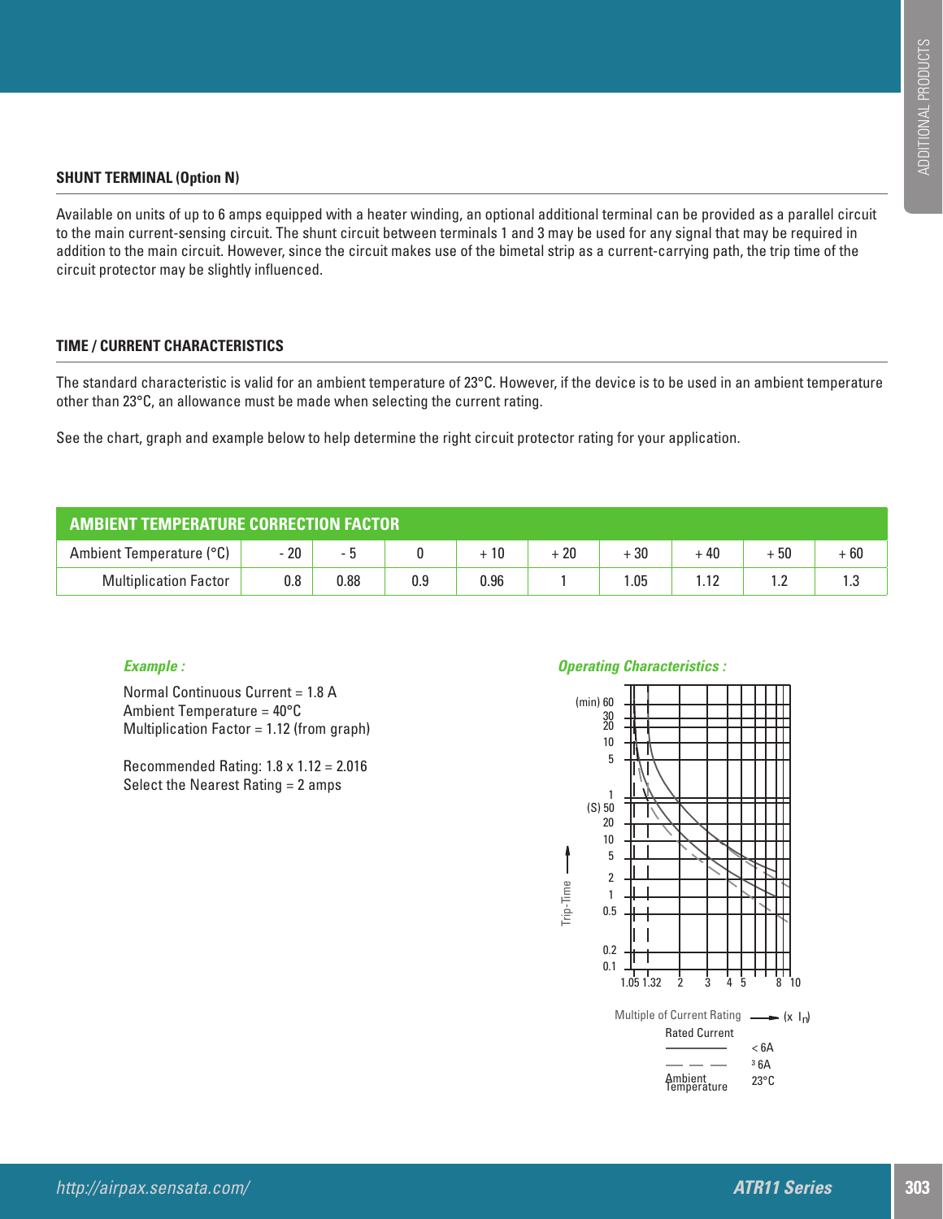## SHUNT TERMINAL (Option N)

Available on units of up to 6 amps equipped with a heater winding, an optional additional terminal can be provided as a parallel circuit to the main current-sensing circuit. The shunt circuit between terminals 1 and 3 may be used for any signal that may be required in addition to the main circuit. However, since the circuit makes use of the bimetal strip as a current-carrying path, the trip time of the circuit protector may be slightly influenced.

## TIME / CURRENT CHARACTERISTICS

The standard characteristic is valid for an ambient temperature of 23°C. However, if the device is to be used in an ambient temperature other than 23°C, an allowance must be made when selecting the current rating.

See the chart, graph and example below to help determine the right circuit protector rating for your application.

**AMBIENT TEMPERATURE CORRECTION FACTOR**

| Ambient Temperature (°C) | - 20 | - 5 | 0 | + 10 | + 20 | + 30 | + 40 | + 50 | + 60 |
|---|---|---|---|---|---|---|---|---|---|
| Multiplication Factor | 0.8 | 0.88 | 0.9 | 0.96 | 1 | 1.05 | 1.12 | 1.2 | 1.3 |

***Example :***

Normal Continuous Current = 1.8 A
Ambient Temperature = 40°C
Multiplication Factor = 1.12 (from graph)

Recommended Rating: 1.8 x 1.12 = 2.016
Select the Nearest Rating = 2 amps

***Operating Characteristics :***

Trip-Time: (min) 60, 30, 20, 10, 5, 1; (S) 50, 20, 10, 5, 2, 1, 0.5, 0.2, 0.1

Multiple of Current Rating → ($x$ $I_n$): 1.05, 1.32, 2, 3, 4, 5, 8, 10

Rated Current: ——— < 6A; — — — ≥ 6A

Ambient Temperature 23°C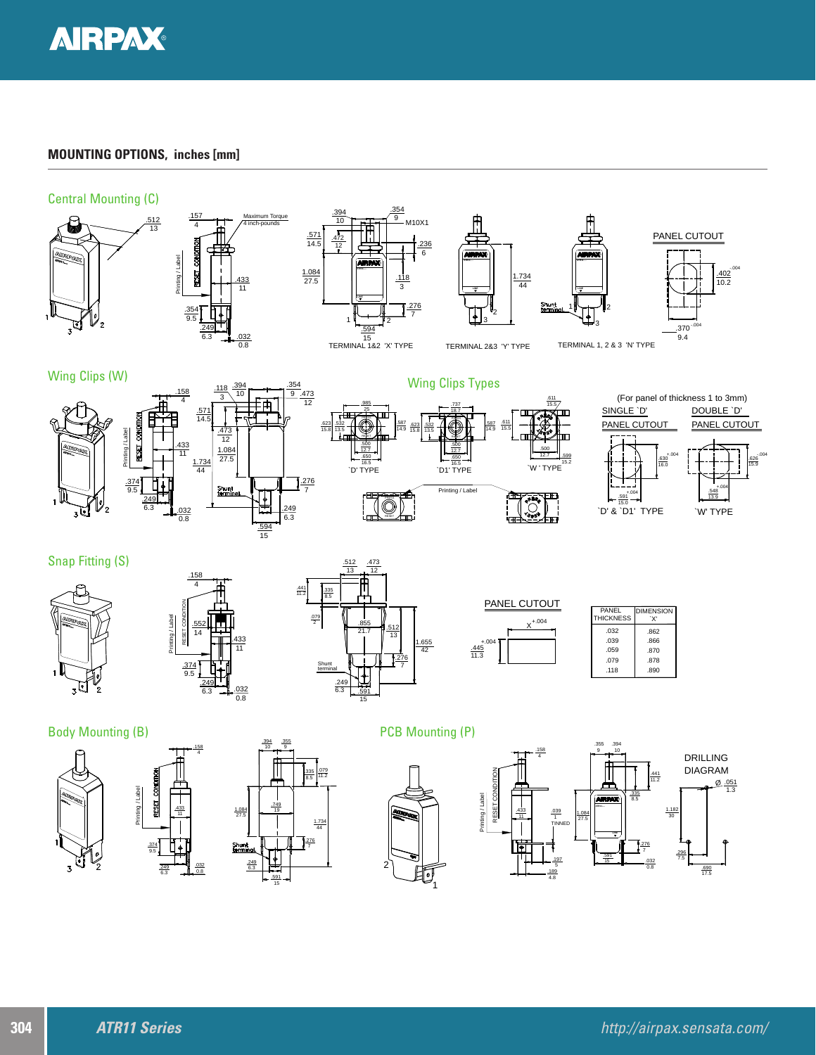## MOUNTING OPTIONS, inches [mm]

### Central Mounting (C)

TERMINAL 1&2 'X' TYPE

TERMINAL 2&3 'Y' TYPE

TERMINAL 1, 2 & 3 'N' TYPE

PANEL CUTOUT

### Wing Clips (W)

### Wing Clips Types

`D' TYPE

`D1' TYPE

`W ' TYPE

(For panel of thickness 1 to 3mm)

SINGLE `D' PANEL CUTOUT

DOUBLE `D' PANEL CUTOUT

`D' & `D1' TYPE

`W' TYPE

### Snap Fitting (S)

PANEL CUTOUT

| PANEL THICKNESS | DIMENSION `X' |
|---|---|
| .032 | .862 |
| .039 | .866 |
| .059 | .870 |
| .079 | .878 |
| .118 | .890 |

### Body Mounting (B)

### PCB Mounting (P)

DRILLING DIAGRAM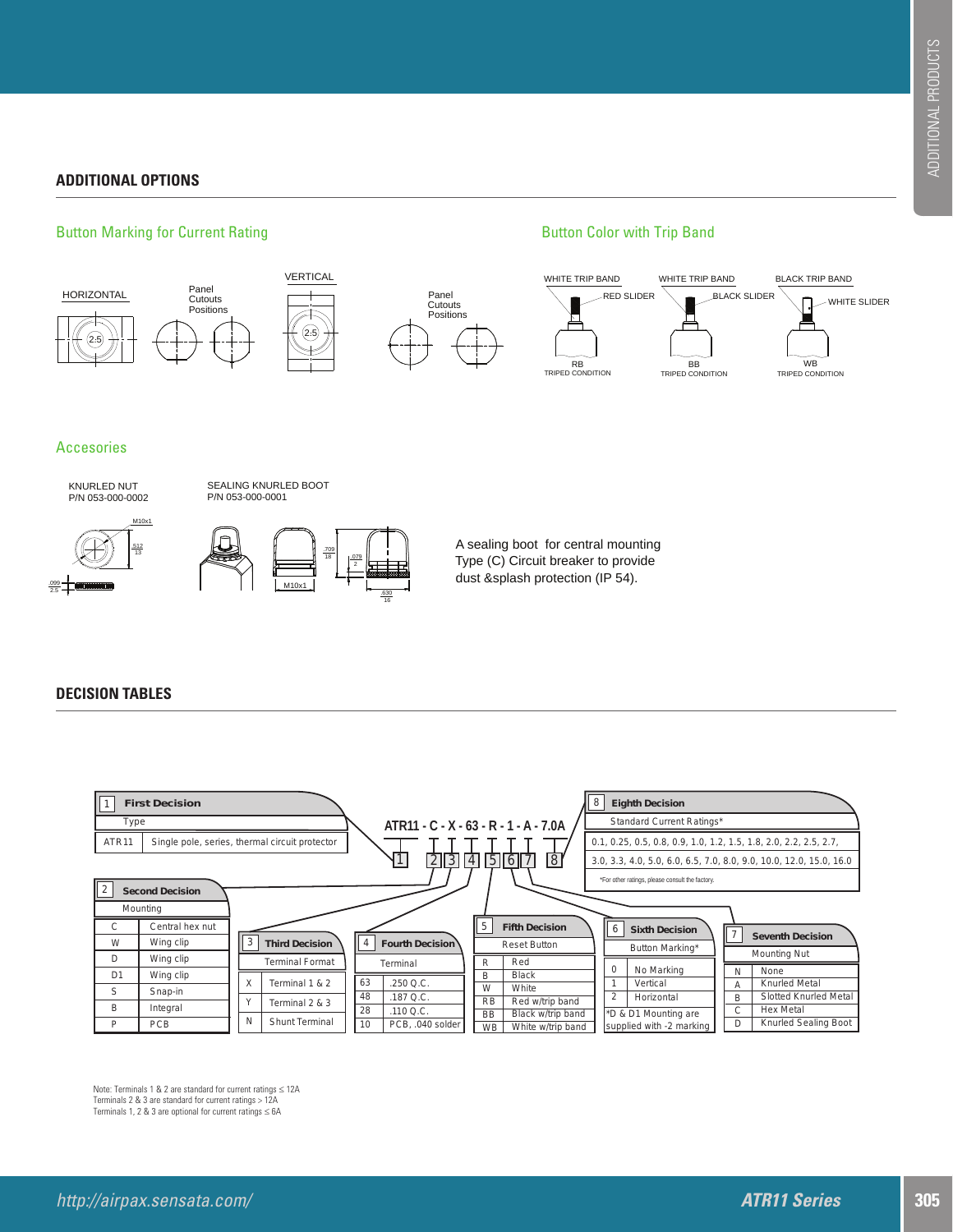## ADDITIONAL OPTIONS

### Button Marking for Current Rating

HORIZONTAL

Panel Cutouts Positions

VERTICAL

Panel Cutouts Positions

2.5

2.5

### Button Color with Trip Band

WHITE TRIP BAND
RED SLIDER
RB
TRIPED CONDITION

WHITE TRIP BAND
BLACK SLIDER
BB
TRIPED CONDITION

BLACK TRIP BAND
WHITE SLIDER
WB
TRIPED CONDITION

### Accesories

KNURLED NUT
P/N 053-000-0002

M10x1
.512
13
.099
2.5

SEALING KNURLED BOOT
P/N 053-000-0001

.709
18
.079
2
M10x1
.630
16

A sealing boot for central mounting Type (C) Circuit breaker to provide dust &splash protection (IP 54).

## DECISION TABLES

**ATR11 - C - X - 63 - R - 1 - A - 7.0A**

| 1 | First Decision |
|---|---|
| Type | |
| ATR11 | Single pole, series, thermal circuit protector |

| 2 | Second Decision |
|---|---|
| Mounting | |
| C | Central hex nut |
| W | Wing clip |
| D | Wing clip |
| D1 | Wing clip |
| S | Snap-in |
| B | Integral |
| P | PCB |

| 3 | Third Decision |
|---|---|
| Terminal Format | |
| X | Terminal 1 & 2 |
| Y | Terminal 2 & 3 |
| N | Shunt Terminal |

| 4 | Fourth Decision |
|---|---|
| Terminal | |
| 63 | .250 Q.C. |
| 48 | .187 Q.C. |
| 28 | .110 Q.C. |
| 10 | PCB, .040 solder |

| 5 | Fifth Decision |
|---|---|
| Reset Button | |
| R | Red |
| B | Black |
| W | White |
| RB | Red w/trip band |
| BB | Black w/trip band |
| WB | White w/trip band |

| 6 | Sixth Decision |
|---|---|
| Button Marking* | |
| 0 | No Marking |
| 1 | Vertical |
| 2 | Horizontal |

*D & D1 Mounting are supplied with -2 marking

| 7 | Seventh Decision |
|---|---|
| Mounting Nut | |
| N | None |
| A | Knurled Metal |
| B | Slotted Knurled Metal |
| C | Hex Metal |
| D | Knurled Sealing Boot |

| 8 | Eighth Decision |
|---|---|
| Standard Current Ratings* | |
| 0.1, 0.25, 0.5, 0.8, 0.9, 1.0, 1.2, 1.5, 1.8, 2.0, 2.2, 2.5, 2.7, | |
| 3.0, 3.3, 4.0, 5.0, 6.0, 6.5, 7.0, 8.0, 9.0, 10.0, 12.0, 15.0, 16.0 | |

*For other ratings, please consult the factory.

Note: Terminals 1 & 2 are standard for current ratings ≤ 12A
Terminals 2 & 3 are standard for current ratings > 12A
Terminals 1, 2 & 3 are optional for current ratings ≤ 6A